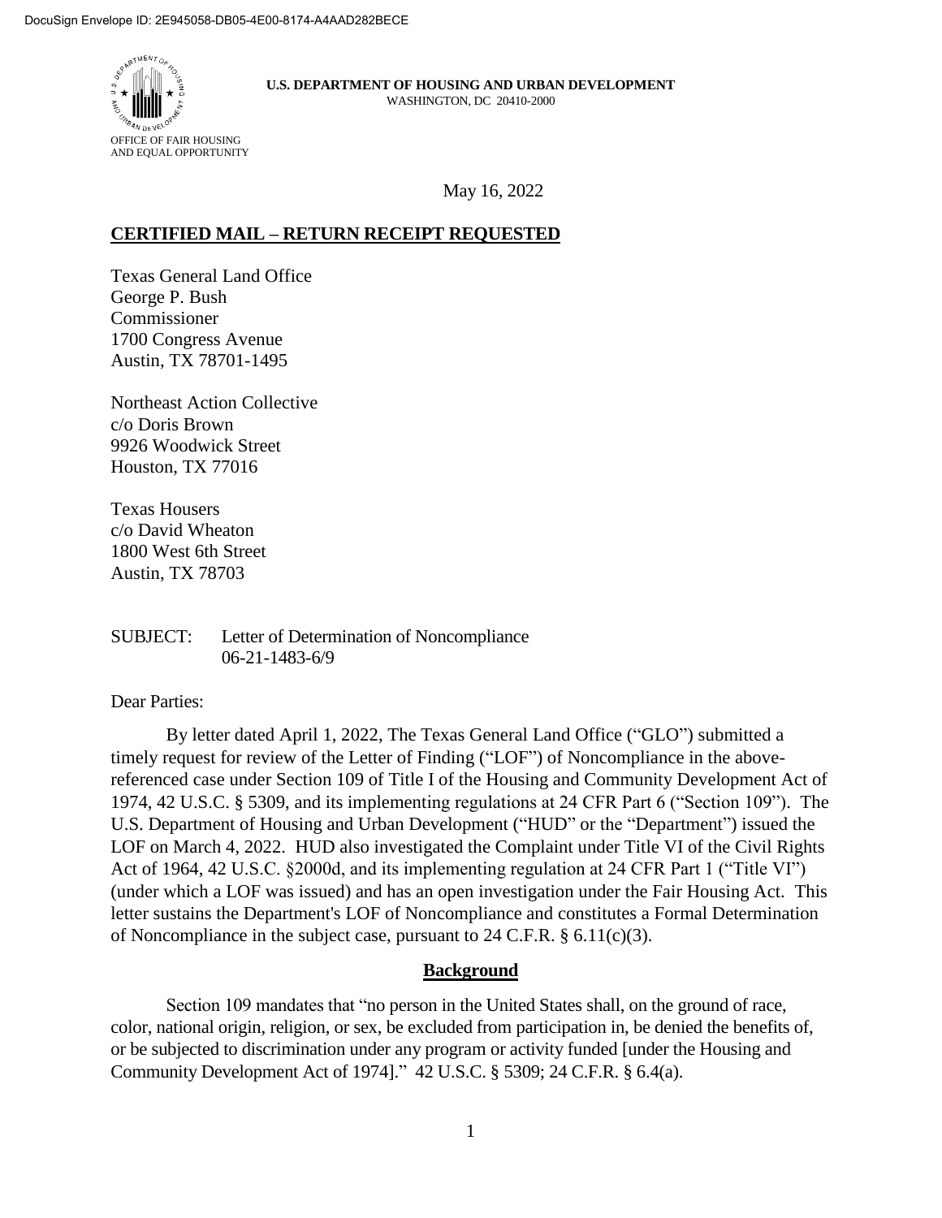DocuSign Envelope ID: 2E945058-DB05-4E00-8174-A4AAD282BECE

**U.S. DEPARTMENT OF HOUSING AND URBAN DEVELOPMENT**
WASHINGTON, DC 20410-2000

OFFICE OF FAIR HOUSING
AND EQUAL OPPORTUNITY

May 16, 2022

**CERTIFIED MAIL – RETURN RECEIPT REQUESTED**

Texas General Land Office
George P. Bush
Commissioner
1700 Congress Avenue
Austin, TX 78701-1495

Northeast Action Collective
c/o Doris Brown
9926 Woodwick Street
Houston, TX 77016

Texas Housers
c/o David Wheaton
1800 West 6th Street
Austin, TX 78703

SUBJECT: Letter of Determination of Noncompliance
06-21-1483-6/9

Dear Parties:

By letter dated April 1, 2022, The Texas General Land Office ("GLO") submitted a timely request for review of the Letter of Finding ("LOF") of Noncompliance in the above-referenced case under Section 109 of Title I of the Housing and Community Development Act of 1974, 42 U.S.C. § 5309, and its implementing regulations at 24 CFR Part 6 ("Section 109"). The U.S. Department of Housing and Urban Development ("HUD" or the "Department") issued the LOF on March 4, 2022. HUD also investigated the Complaint under Title VI of the Civil Rights Act of 1964, 42 U.S.C. §2000d, and its implementing regulation at 24 CFR Part 1 ("Title VI") (under which a LOF was issued) and has an open investigation under the Fair Housing Act. This letter sustains the Department's LOF of Noncompliance and constitutes a Formal Determination of Noncompliance in the subject case, pursuant to 24 C.F.R. § 6.11(c)(3).

## Background

Section 109 mandates that "no person in the United States shall, on the ground of race, color, national origin, religion, or sex, be excluded from participation in, be denied the benefits of, or be subjected to discrimination under any program or activity funded [under the Housing and Community Development Act of 1974]." 42 U.S.C. § 5309; 24 C.F.R. § 6.4(a).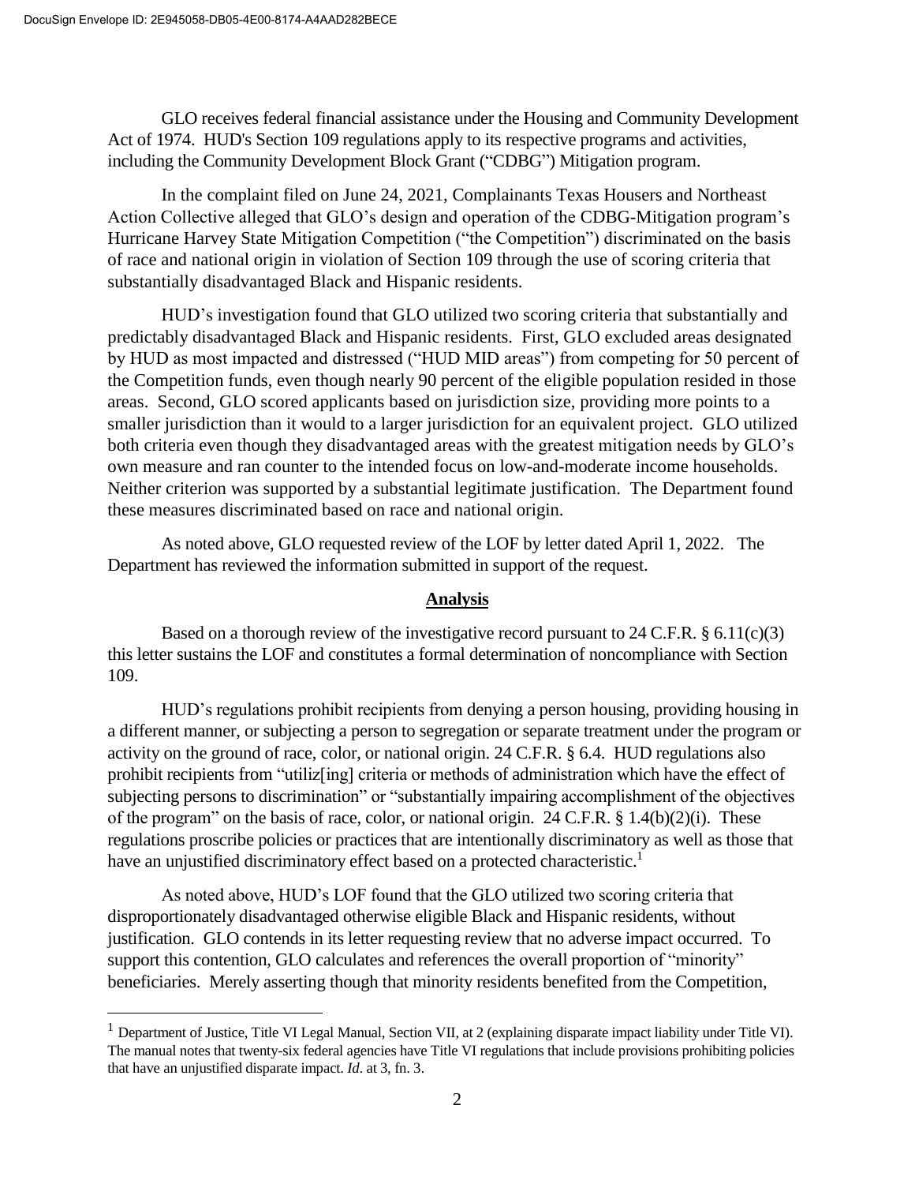GLO receives federal financial assistance under the Housing and Community Development Act of 1974. HUD's Section 109 regulations apply to its respective programs and activities, including the Community Development Block Grant ("CDBG") Mitigation program.

In the complaint filed on June 24, 2021, Complainants Texas Housers and Northeast Action Collective alleged that GLO's design and operation of the CDBG-Mitigation program's Hurricane Harvey State Mitigation Competition ("the Competition") discriminated on the basis of race and national origin in violation of Section 109 through the use of scoring criteria that substantially disadvantaged Black and Hispanic residents.

HUD's investigation found that GLO utilized two scoring criteria that substantially and predictably disadvantaged Black and Hispanic residents. First, GLO excluded areas designated by HUD as most impacted and distressed ("HUD MID areas") from competing for 50 percent of the Competition funds, even though nearly 90 percent of the eligible population resided in those areas. Second, GLO scored applicants based on jurisdiction size, providing more points to a smaller jurisdiction than it would to a larger jurisdiction for an equivalent project. GLO utilized both criteria even though they disadvantaged areas with the greatest mitigation needs by GLO's own measure and ran counter to the intended focus on low-and-moderate income households. Neither criterion was supported by a substantial legitimate justification. The Department found these measures discriminated based on race and national origin.

As noted above, GLO requested review of the LOF by letter dated April 1, 2022. The Department has reviewed the information submitted in support of the request.

## Analysis

Based on a thorough review of the investigative record pursuant to 24 C.F.R. § 6.11(c)(3) this letter sustains the LOF and constitutes a formal determination of noncompliance with Section 109.

HUD's regulations prohibit recipients from denying a person housing, providing housing in a different manner, or subjecting a person to segregation or separate treatment under the program or activity on the ground of race, color, or national origin. 24 C.F.R. § 6.4. HUD regulations also prohibit recipients from "utiliz[ing] criteria or methods of administration which have the effect of subjecting persons to discrimination" or "substantially impairing accomplishment of the objectives of the program" on the basis of race, color, or national origin. 24 C.F.R. § 1.4(b)(2)(i). These regulations proscribe policies or practices that are intentionally discriminatory as well as those that have an unjustified discriminatory effect based on a protected characteristic.[1]

As noted above, HUD's LOF found that the GLO utilized two scoring criteria that disproportionately disadvantaged otherwise eligible Black and Hispanic residents, without justification. GLO contends in its letter requesting review that no adverse impact occurred. To support this contention, GLO calculates and references the overall proportion of "minority" beneficiaries. Merely asserting though that minority residents benefited from the Competition,

---

[1] Department of Justice, Title VI Legal Manual, Section VII, at 2 (explaining disparate impact liability under Title VI). The manual notes that twenty-six federal agencies have Title VI regulations that include provisions prohibiting policies that have an unjustified disparate impact. *Id*. at 3, fn. 3.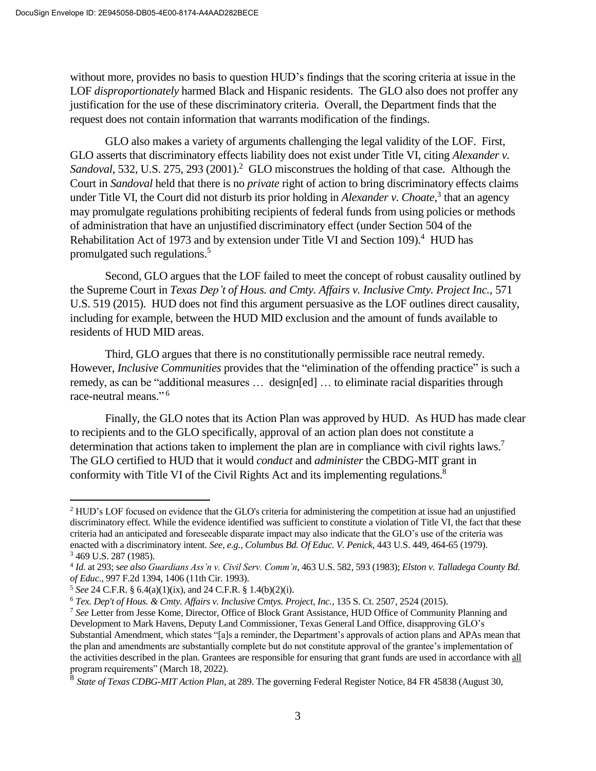without more, provides no basis to question HUD's findings that the scoring criteria at issue in the LOF *disproportionately* harmed Black and Hispanic residents. The GLO also does not proffer any justification for the use of these discriminatory criteria. Overall, the Department finds that the request does not contain information that warrants modification of the findings.

GLO also makes a variety of arguments challenging the legal validity of the LOF. First, GLO asserts that discriminatory effects liability does not exist under Title VI, citing *Alexander v. Sandoval*, 532, U.S. 275, 293 (2001).[2] GLO misconstrues the holding of that case. Although the Court in *Sandoval* held that there is no *private* right of action to bring discriminatory effects claims under Title VI, the Court did not disturb its prior holding in *Alexander v. Choate*,[3] that an agency may promulgate regulations prohibiting recipients of federal funds from using policies or methods of administration that have an unjustified discriminatory effect (under Section 504 of the Rehabilitation Act of 1973 and by extension under Title VI and Section 109).[4] HUD has promulgated such regulations.[5]

Second, GLO argues that the LOF failed to meet the concept of robust causality outlined by the Supreme Court in *Texas Dep't of Hous. and Cmty. Affairs v. Inclusive Cmty. Project Inc.*, 571 U.S. 519 (2015). HUD does not find this argument persuasive as the LOF outlines direct causality, including for example, between the HUD MID exclusion and the amount of funds available to residents of HUD MID areas.

Third, GLO argues that there is no constitutionally permissible race neutral remedy. However, *Inclusive Communities* provides that the "elimination of the offending practice" is such a remedy, as can be "additional measures … design[ed] … to eliminate racial disparities through race-neutral means."[6]

Finally, the GLO notes that its Action Plan was approved by HUD. As HUD has made clear to recipients and to the GLO specifically, approval of an action plan does not constitute a determination that actions taken to implement the plan are in compliance with civil rights laws.[7] The GLO certified to HUD that it would *conduct* and *administer* the CBDG-MIT grant in conformity with Title VI of the Civil Rights Act and its implementing regulations.[8]

---

[2] HUD's LOF focused on evidence that the GLO's criteria for administering the competition at issue had an unjustified discriminatory effect. While the evidence identified was sufficient to constitute a violation of Title VI, the fact that these criteria had an anticipated and foreseeable disparate impact may also indicate that the GLO's use of the criteria was enacted with a discriminatory intent. *See, e.g., Columbus Bd. Of Educ. V. Penick*, 443 U.S. 449, 464-65 (1979).

[3] 469 U.S. 287 (1985).

[4] *Id.* at 293; s*ee also Guardians Ass'n v. Civil Serv. Comm'n*, 463 U.S. 582, 593 (1983); *Elston v. Talladega County Bd. of Educ.*, 997 F.2d 1394, 1406 (11th Cir. 1993).

[5] *See* 24 C.F.R. § 6.4(a)(1)(ix), and 24 C.F.R. § 1.4(b)(2)(i).

[6] *Tex. Dep't of Hous. & Cmty. Affairs v. Inclusive Cmtys. Project, Inc.*, 135 S. Ct. 2507, 2524 (2015).

[7] *See* Letter from Jesse Kome, Director, Office of Block Grant Assistance, HUD Office of Community Planning and Development to Mark Havens, Deputy Land Commissioner, Texas General Land Office, disapproving GLO's Substantial Amendment, which states "[a]s a reminder, the Department's approvals of action plans and APAs mean that the plan and amendments are substantially complete but do not constitute approval of the grantee's implementation of the activities described in the plan. Grantees are responsible for ensuring that grant funds are used in accordance with all program requirements" (March 18, 2022).

[8] *State of Texas CDBG-MIT Action Plan*, at 289. The governing Federal Register Notice, 84 FR 45838 (August 30,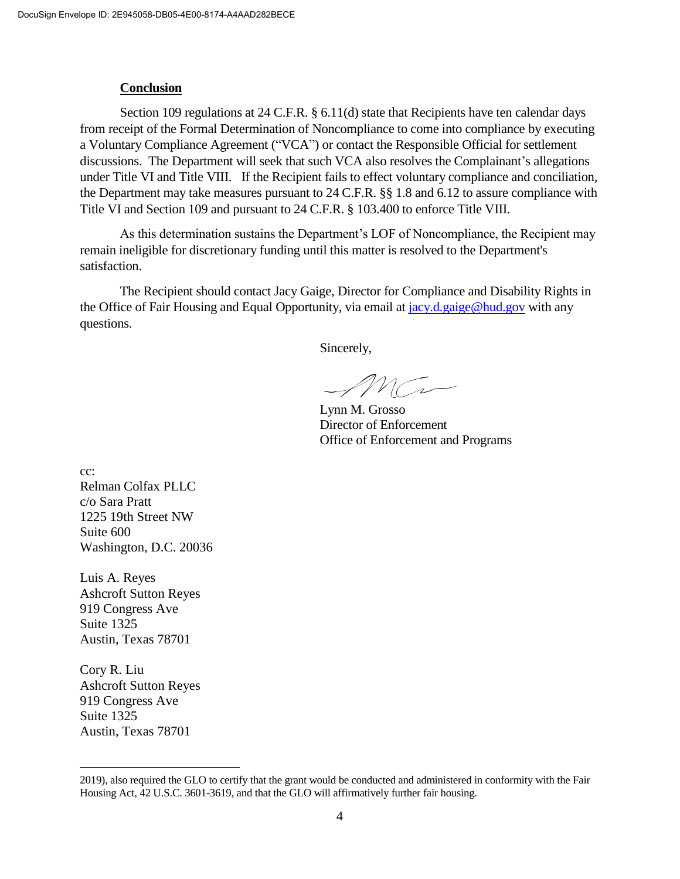DocuSign Envelope ID: 2E945058-DB05-4E00-8174-A4AAD282BECE

**Conclusion**

Section 109 regulations at 24 C.F.R. § 6.11(d) state that Recipients have ten calendar days from receipt of the Formal Determination of Noncompliance to come into compliance by executing a Voluntary Compliance Agreement ("VCA") or contact the Responsible Official for settlement discussions. The Department will seek that such VCA also resolves the Complainant's allegations under Title VI and Title VIII. If the Recipient fails to effect voluntary compliance and conciliation, the Department may take measures pursuant to 24 C.F.R. §§ 1.8 and 6.12 to assure compliance with Title VI and Section 109 and pursuant to 24 C.F.R. § 103.400 to enforce Title VIII.

As this determination sustains the Department's LOF of Noncompliance, the Recipient may remain ineligible for discretionary funding until this matter is resolved to the Department's satisfaction.

The Recipient should contact Jacy Gaige, Director for Compliance and Disability Rights in the Office of Fair Housing and Equal Opportunity, via email at jacy.d.gaige@hud.gov with any questions.

Sincerely,

Lynn M. Grosso
Director of Enforcement
Office of Enforcement and Programs

cc:
Relman Colfax PLLC
c/o Sara Pratt
1225 19th Street NW
Suite 600
Washington, D.C. 20036

Luis A. Reyes
Ashcroft Sutton Reyes
919 Congress Ave
Suite 1325
Austin, Texas 78701

Cory R. Liu
Ashcroft Sutton Reyes
919 Congress Ave
Suite 1325
Austin, Texas 78701

---

2019), also required the GLO to certify that the grant would be conducted and administered in conformity with the Fair Housing Act, 42 U.S.C. 3601-3619, and that the GLO will affirmatively further fair housing.